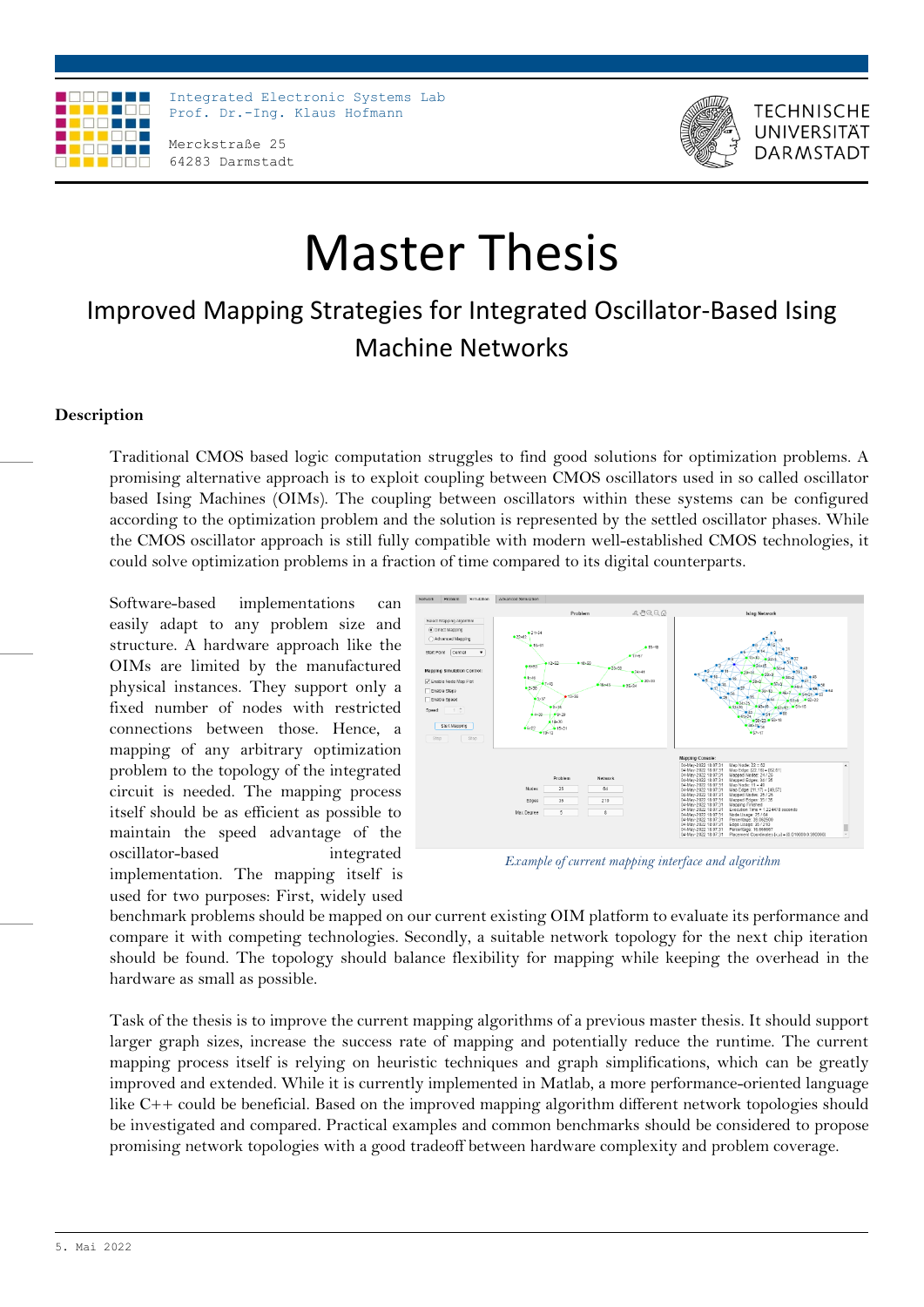Integrated Electronic Systems Lab
Prof. Dr.-Ing. Klaus Hofmann

Merckstraße 25
64283 Darmstadt

TECHNISCHE UNIVERSITÄT DARMSTADT

# Master Thesis

## Improved Mapping Strategies for Integrated Oscillator-Based Ising Machine Networks

### Description

Traditional CMOS based logic computation struggles to find good solutions for optimization problems. A promising alternative approach is to exploit coupling between CMOS oscillators used in so called oscillator based Ising Machines (OIMs). The coupling between oscillators within these systems can be configured according to the optimization problem and the solution is represented by the settled oscillator phases. While the CMOS oscillator approach is still fully compatible with modern well-established CMOS technologies, it could solve optimization problems in a fraction of time compared to its digital counterparts.

Software-based implementations can easily adapt to any problem size and structure. A hardware approach like the OIMs are limited by the manufactured physical instances. They support only a fixed number of nodes with restricted connections between those. Hence, a mapping of any arbitrary optimization problem to the topology of the integrated circuit is needed. The mapping process itself should be as efficient as possible to maintain the speed advantage of the oscillator-based integrated implementation. The mapping itself is used for two purposes: First, widely used benchmark problems should be mapped on our current existing OIM platform to evaluate its performance and compare it with competing technologies. Secondly, a suitable network topology for the next chip iteration should be found. The topology should balance flexibility for mapping while keeping the overhead in the hardware as small as possible.

*Example of current mapping interface and algorithm*

Task of the thesis is to improve the current mapping algorithms of a previous master thesis. It should support larger graph sizes, increase the success rate of mapping and potentially reduce the runtime. The current mapping process itself is relying on heuristic techniques and graph simplifications, which can be greatly improved and extended. While it is currently implemented in Matlab, a more performance-oriented language like C++ could be beneficial. Based on the improved mapping algorithm different network topologies should be investigated and compared. Practical examples and common benchmarks should be considered to propose promising network topologies with a good tradeoff between hardware complexity and problem coverage.

5. Mai 2022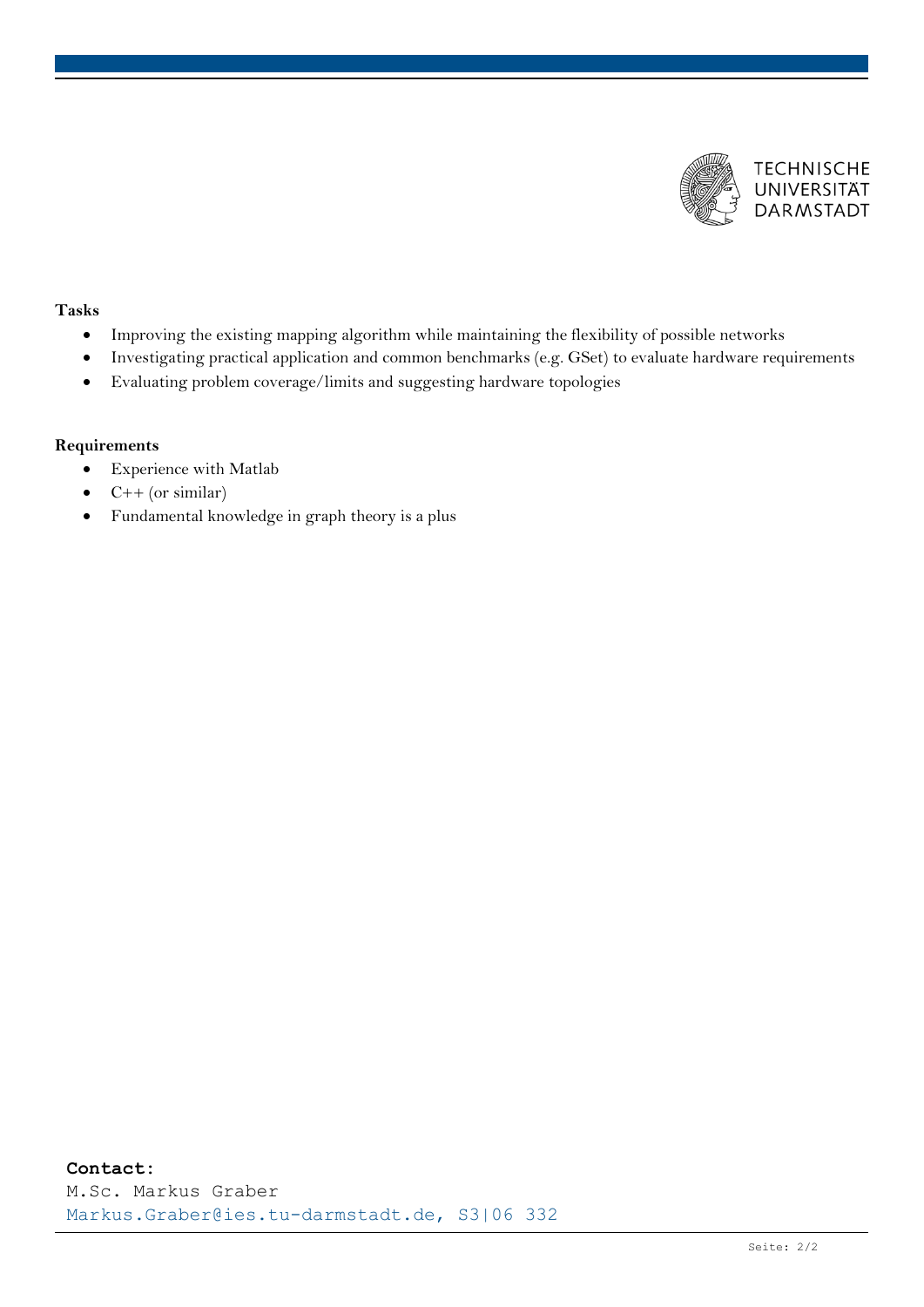**Tasks**

- Improving the existing mapping algorithm while maintaining the flexibility of possible networks
- Investigating practical application and common benchmarks (e.g. GSet) to evaluate hardware requirements
- Evaluating problem coverage/limits and suggesting hardware topologies

**Requirements**

- Experience with Matlab
- C++ (or similar)
- Fundamental knowledge in graph theory is a plus

**Contact:**
M.Sc. Markus Graber
Markus.Graber@ies.tu-darmstadt.de, S3|06 332